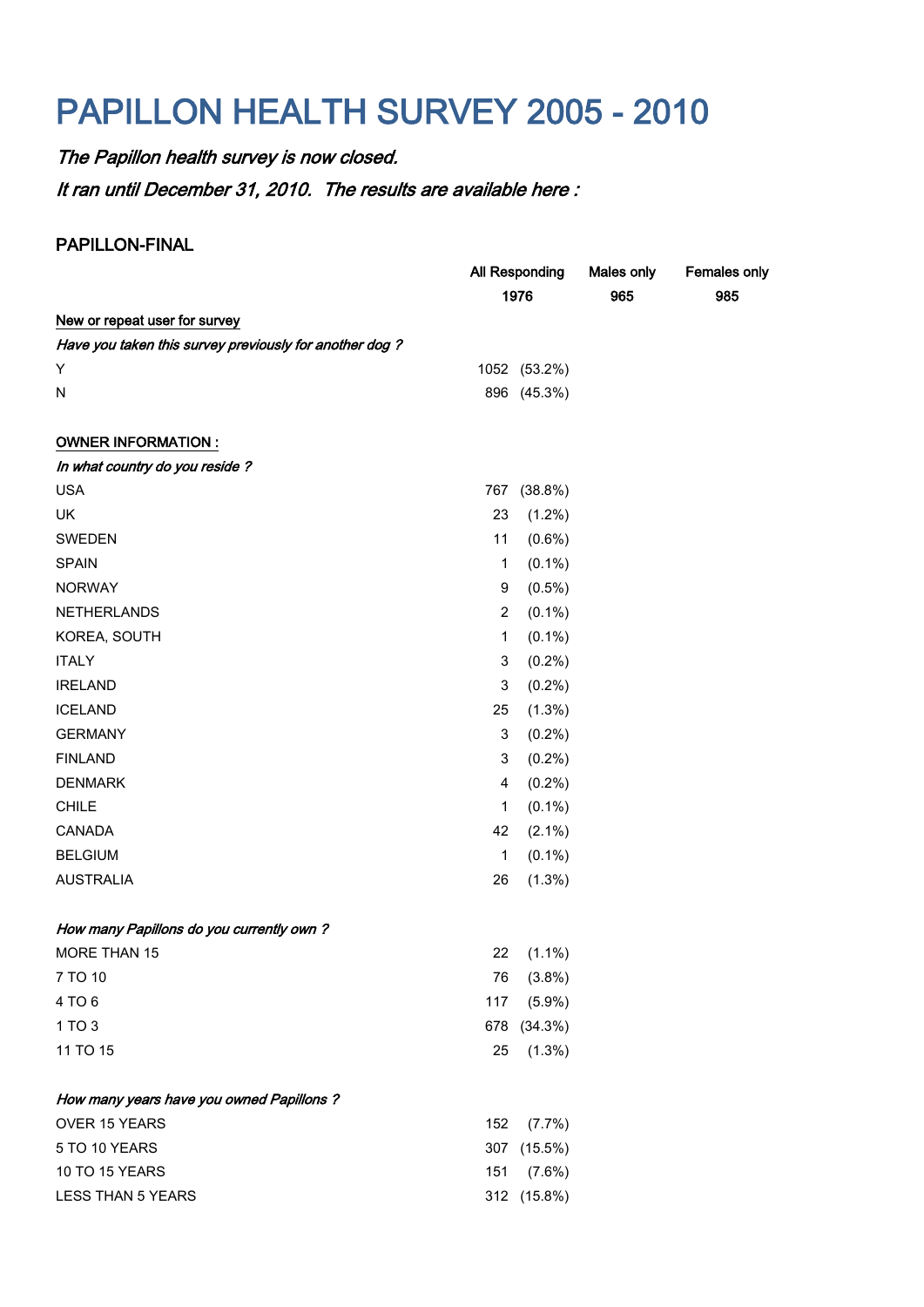# PAPILLON HEALTH SURVEY 2005 - 2010

*The Papillon health survey is now closed.*

*It ran until December 31, 2010. The results are available here :*

## PAPILLON-FINAL

| | All Responding | | Males only | Females only |
|---|---|---|---|---|
| | 1976 | | 965 | 985 |
| New or repeat user for survey | | | | |
| *Have you taken this survey previously for another dog ?* | | | | |
| Y | 1052 | (53.2%) | | |
| N | 896 | (45.3%) | | |
| | | | | |
| OWNER INFORMATION : | | | | |
| *In what country do you reside ?* | | | | |
| USA | 767 | (38.8%) | | |
| UK | 23 | (1.2%) | | |
| SWEDEN | 11 | (0.6%) | | |
| SPAIN | 1 | (0.1%) | | |
| NORWAY | 9 | (0.5%) | | |
| NETHERLANDS | 2 | (0.1%) | | |
| KOREA, SOUTH | 1 | (0.1%) | | |
| ITALY | 3 | (0.2%) | | |
| IRELAND | 3 | (0.2%) | | |
| ICELAND | 25 | (1.3%) | | |
| GERMANY | 3 | (0.2%) | | |
| FINLAND | 3 | (0.2%) | | |
| DENMARK | 4 | (0.2%) | | |
| CHILE | 1 | (0.1%) | | |
| CANADA | 42 | (2.1%) | | |
| BELGIUM | 1 | (0.1%) | | |
| AUSTRALIA | 26 | (1.3%) | | |
| | | | | |
| *How many Papillons do you currently own ?* | | | | |
| MORE THAN 15 | 22 | (1.1%) | | |
| 7 TO 10 | 76 | (3.8%) | | |
| 4 TO 6 | 117 | (5.9%) | | |
| 1 TO 3 | 678 | (34.3%) | | |
| 11 TO 15 | 25 | (1.3%) | | |
| | | | | |
| *How many years have you owned Papillons ?* | | | | |
| OVER 15 YEARS | 152 | (7.7%) | | |
| 5 TO 10 YEARS | 307 | (15.5%) | | |
| 10 TO 15 YEARS | 151 | (7.6%) | | |
| LESS THAN 5 YEARS | 312 | (15.8%) | | |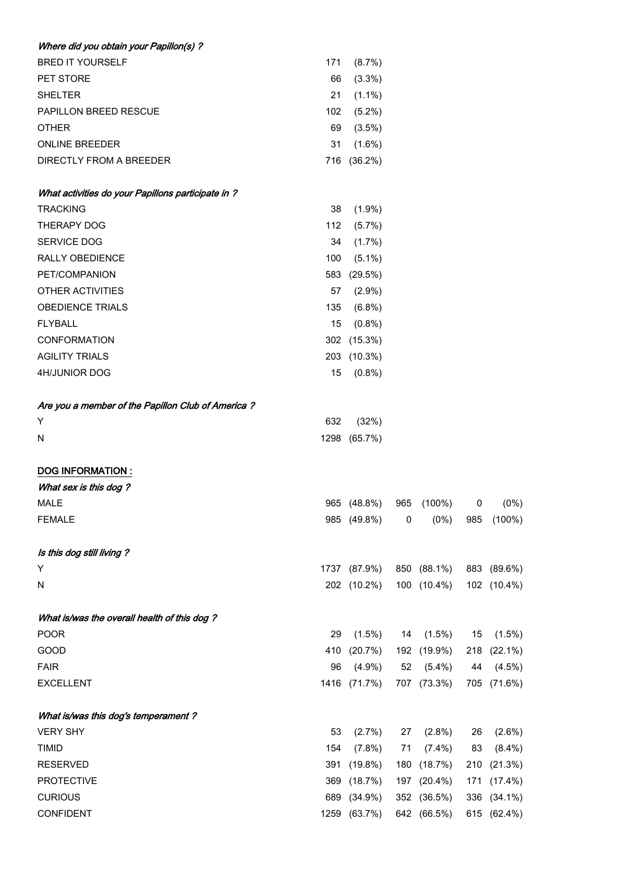*Where did you obtain your Papillon(s) ?*

| | | |
|---|---|---|
| BRED IT YOURSELF | 171 | (8.7%) |
| PET STORE | 66 | (3.3%) |
| SHELTER | 21 | (1.1%) |
| PAPILLON BREED RESCUE | 102 | (5.2%) |
| OTHER | 69 | (3.5%) |
| ONLINE BREEDER | 31 | (1.6%) |
| DIRECTLY FROM A BREEDER | 716 | (36.2%) |

*What activities do your Papillons participate in ?*

| | | |
|---|---|---|
| TRACKING | 38 | (1.9%) |
| THERAPY DOG | 112 | (5.7%) |
| SERVICE DOG | 34 | (1.7%) |
| RALLY OBEDIENCE | 100 | (5.1%) |
| PET/COMPANION | 583 | (29.5%) |
| OTHER ACTIVITIES | 57 | (2.9%) |
| OBEDIENCE TRIALS | 135 | (6.8%) |
| FLYBALL | 15 | (0.8%) |
| CONFORMATION | 302 | (15.3%) |
| AGILITY TRIALS | 203 | (10.3%) |
| 4H/JUNIOR DOG | 15 | (0.8%) |

*Are you a member of the Papillon Club of America ?*

| | | |
|---|---|---|
| Y | 632 | (32%) |
| N | 1298 | (65.7%) |

**DOG INFORMATION :**

*What sex is this dog ?*

| | | | | | | |
|---|---|---|---|---|---|---|
| MALE | 965 | (48.8%) | 965 | (100%) | 0 | (0%) |
| FEMALE | 985 | (49.8%) | 0 | (0%) | 985 | (100%) |

*Is this dog still living ?*

| | | | | | | |
|---|---|---|---|---|---|---|
| Y | 1737 | (87.9%) | 850 | (88.1%) | 883 | (89.6%) |
| N | 202 | (10.2%) | 100 | (10.4%) | 102 | (10.4%) |

*What is/was the overall health of this dog ?*

| | | | | | | |
|---|---|---|---|---|---|---|
| POOR | 29 | (1.5%) | 14 | (1.5%) | 15 | (1.5%) |
| GOOD | 410 | (20.7%) | 192 | (19.9%) | 218 | (22.1%) |
| FAIR | 96 | (4.9%) | 52 | (5.4%) | 44 | (4.5%) |
| EXCELLENT | 1416 | (71.7%) | 707 | (73.3%) | 705 | (71.6%) |

*What is/was this dog's temperament ?*

| | | | | | | |
|---|---|---|---|---|---|---|
| VERY SHY | 53 | (2.7%) | 27 | (2.8%) | 26 | (2.6%) |
| TIMID | 154 | (7.8%) | 71 | (7.4%) | 83 | (8.4%) |
| RESERVED | 391 | (19.8%) | 180 | (18.7%) | 210 | (21.3%) |
| PROTECTIVE | 369 | (18.7%) | 197 | (20.4%) | 171 | (17.4%) |
| CURIOUS | 689 | (34.9%) | 352 | (36.5%) | 336 | (34.1%) |
| CONFIDENT | 1259 | (63.7%) | 642 | (66.5%) | 615 | (62.4%) |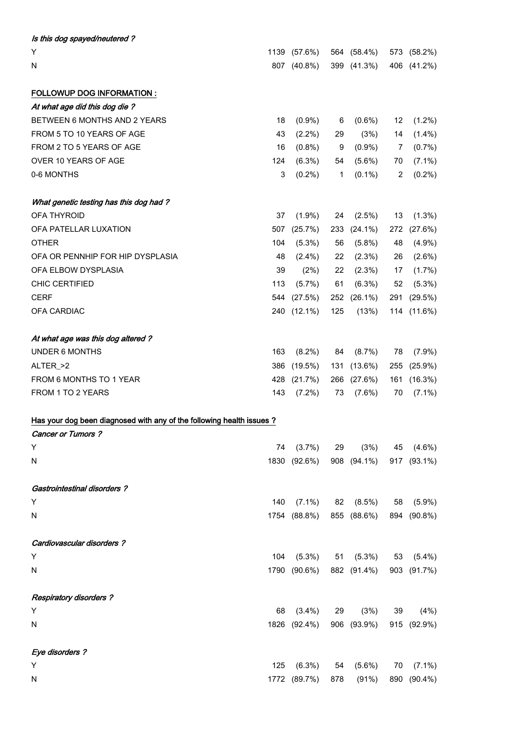| | | | | | | |
|---|---|---|---|---|---|---|
| ***Is this dog spayed/neutered ?*** | | | | | | |
| Y | 1139 | (57.6%) | 564 | (58.4%) | 573 | (58.2%) |
| N | 807 | (40.8%) | 399 | (41.3%) | 406 | (41.2%) |
| **FOLLOWUP DOG INFORMATION :** | | | | | | |
| ***At what age did this dog die ?*** | | | | | | |
| BETWEEN 6 MONTHS AND 2 YEARS | 18 | (0.9%) | 6 | (0.6%) | 12 | (1.2%) |
| FROM 5 TO 10 YEARS OF AGE | 43 | (2.2%) | 29 | (3%) | 14 | (1.4%) |
| FROM 2 TO 5 YEARS OF AGE | 16 | (0.8%) | 9 | (0.9%) | 7 | (0.7%) |
| OVER 10 YEARS OF AGE | 124 | (6.3%) | 54 | (5.6%) | 70 | (7.1%) |
| 0-6 MONTHS | 3 | (0.2%) | 1 | (0.1%) | 2 | (0.2%) |
| ***What genetic testing has this dog had ?*** | | | | | | |
| OFA THYROID | 37 | (1.9%) | 24 | (2.5%) | 13 | (1.3%) |
| OFA PATELLAR LUXATION | 507 | (25.7%) | 233 | (24.1%) | 272 | (27.6%) |
| OTHER | 104 | (5.3%) | 56 | (5.8%) | 48 | (4.9%) |
| OFA OR PENNHIP FOR HIP DYSPLASIA | 48 | (2.4%) | 22 | (2.3%) | 26 | (2.6%) |
| OFA ELBOW DYSPLASIA | 39 | (2%) | 22 | (2.3%) | 17 | (1.7%) |
| CHIC CERTIFIED | 113 | (5.7%) | 61 | (6.3%) | 52 | (5.3%) |
| CERF | 544 | (27.5%) | 252 | (26.1%) | 291 | (29.5%) |
| OFA CARDIAC | 240 | (12.1%) | 125 | (13%) | 114 | (11.6%) |
| ***At what age was this dog altered ?*** | | | | | | |
| UNDER 6 MONTHS | 163 | (8.2%) | 84 | (8.7%) | 78 | (7.9%) |
| ALTER_>2 | 386 | (19.5%) | 131 | (13.6%) | 255 | (25.9%) |
| FROM 6 MONTHS TO 1 YEAR | 428 | (21.7%) | 266 | (27.6%) | 161 | (16.3%) |
| FROM 1 TO 2 YEARS | 143 | (7.2%) | 73 | (7.6%) | 70 | (7.1%) |
| **Has your dog been diagnosed with any of the following health issues ?** | | | | | | |
| ***Cancer or Tumors ?*** | | | | | | |
| Y | 74 | (3.7%) | 29 | (3%) | 45 | (4.6%) |
| N | 1830 | (92.6%) | 908 | (94.1%) | 917 | (93.1%) |
| ***Gastrointestinal disorders ?*** | | | | | | |
| Y | 140 | (7.1%) | 82 | (8.5%) | 58 | (5.9%) |
| N | 1754 | (88.8%) | 855 | (88.6%) | 894 | (90.8%) |
| ***Cardiovascular disorders ?*** | | | | | | |
| Y | 104 | (5.3%) | 51 | (5.3%) | 53 | (5.4%) |
| N | 1790 | (90.6%) | 882 | (91.4%) | 903 | (91.7%) |
| ***Respiratory disorders ?*** | | | | | | |
| Y | 68 | (3.4%) | 29 | (3%) | 39 | (4%) |
| N | 1826 | (92.4%) | 906 | (93.9%) | 915 | (92.9%) |
| ***Eye disorders ?*** | | | | | | |
| Y | 125 | (6.3%) | 54 | (5.6%) | 70 | (7.1%) |
| N | 1772 | (89.7%) | 878 | (91%) | 890 | (90.4%) |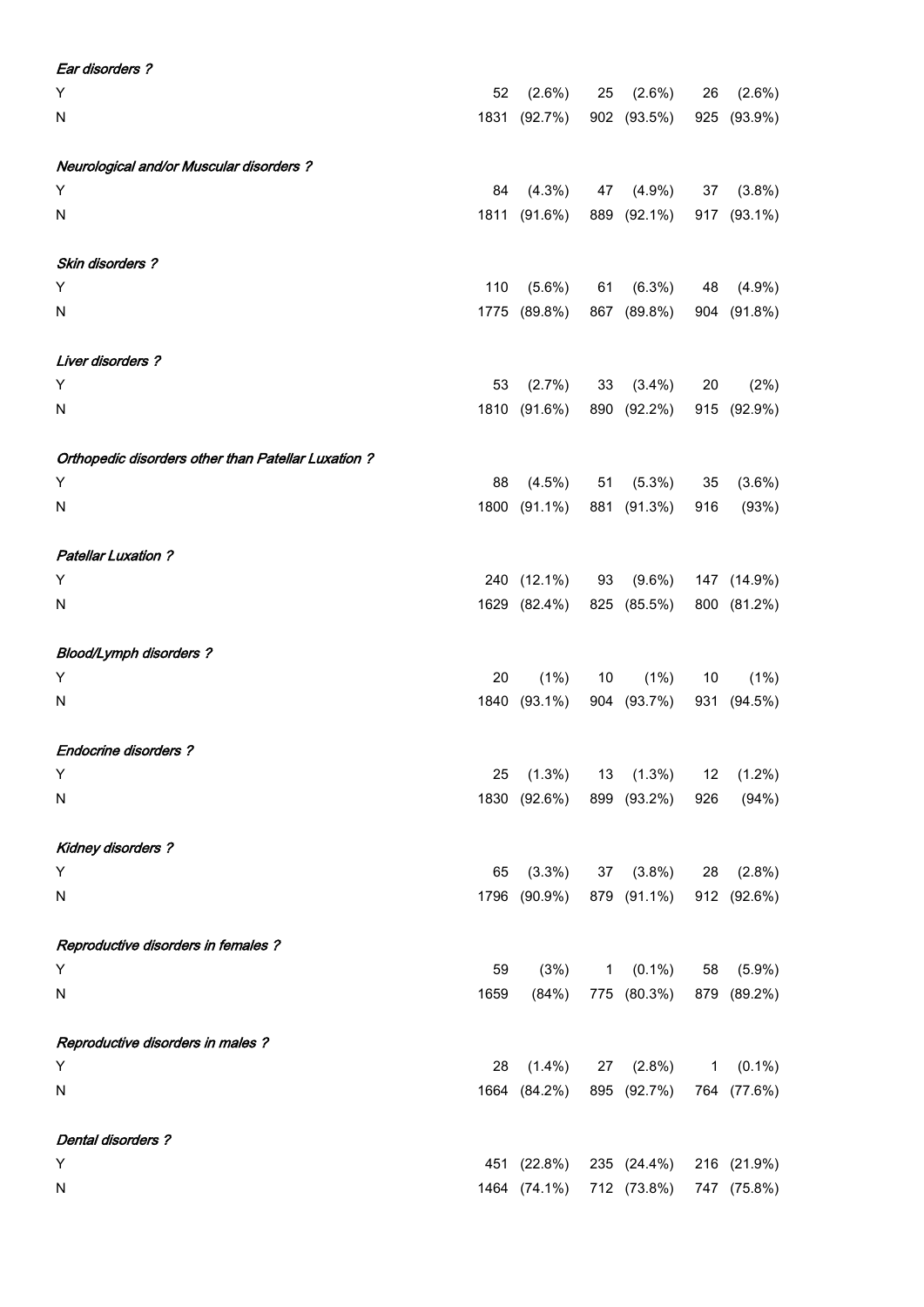| | | | | | | |
|---|---|---|---|---|---|---|
| ***Ear disorders ?*** | | | | | | |
| Y | 52 | (2.6%) | 25 | (2.6%) | 26 | (2.6%) |
| N | 1831 | (92.7%) | 902 | (93.5%) | 925 | (93.9%) |
| ***Neurological and/or Muscular disorders ?*** | | | | | | |
| Y | 84 | (4.3%) | 47 | (4.9%) | 37 | (3.8%) |
| N | 1811 | (91.6%) | 889 | (92.1%) | 917 | (93.1%) |
| ***Skin disorders ?*** | | | | | | |
| Y | 110 | (5.6%) | 61 | (6.3%) | 48 | (4.9%) |
| N | 1775 | (89.8%) | 867 | (89.8%) | 904 | (91.8%) |
| ***Liver disorders ?*** | | | | | | |
| Y | 53 | (2.7%) | 33 | (3.4%) | 20 | (2%) |
| N | 1810 | (91.6%) | 890 | (92.2%) | 915 | (92.9%) |
| ***Orthopedic disorders other than Patellar Luxation ?*** | | | | | | |
| Y | 88 | (4.5%) | 51 | (5.3%) | 35 | (3.6%) |
| N | 1800 | (91.1%) | 881 | (91.3%) | 916 | (93%) |
| ***Patellar Luxation ?*** | | | | | | |
| Y | 240 | (12.1%) | 93 | (9.6%) | 147 | (14.9%) |
| N | 1629 | (82.4%) | 825 | (85.5%) | 800 | (81.2%) |
| ***Blood/Lymph disorders ?*** | | | | | | |
| Y | 20 | (1%) | 10 | (1%) | 10 | (1%) |
| N | 1840 | (93.1%) | 904 | (93.7%) | 931 | (94.5%) |
| ***Endocrine disorders ?*** | | | | | | |
| Y | 25 | (1.3%) | 13 | (1.3%) | 12 | (1.2%) |
| N | 1830 | (92.6%) | 899 | (93.2%) | 926 | (94%) |
| ***Kidney disorders ?*** | | | | | | |
| Y | 65 | (3.3%) | 37 | (3.8%) | 28 | (2.8%) |
| N | 1796 | (90.9%) | 879 | (91.1%) | 912 | (92.6%) |
| ***Reproductive disorders in females ?*** | | | | | | |
| Y | 59 | (3%) | 1 | (0.1%) | 58 | (5.9%) |
| N | 1659 | (84%) | 775 | (80.3%) | 879 | (89.2%) |
| ***Reproductive disorders in males ?*** | | | | | | |
| Y | 28 | (1.4%) | 27 | (2.8%) | 1 | (0.1%) |
| N | 1664 | (84.2%) | 895 | (92.7%) | 764 | (77.6%) |
| ***Dental disorders ?*** | | | | | | |
| Y | 451 | (22.8%) | 235 | (24.4%) | 216 | (21.9%) |
| N | 1464 | (74.1%) | 712 | (73.8%) | 747 | (75.8%) |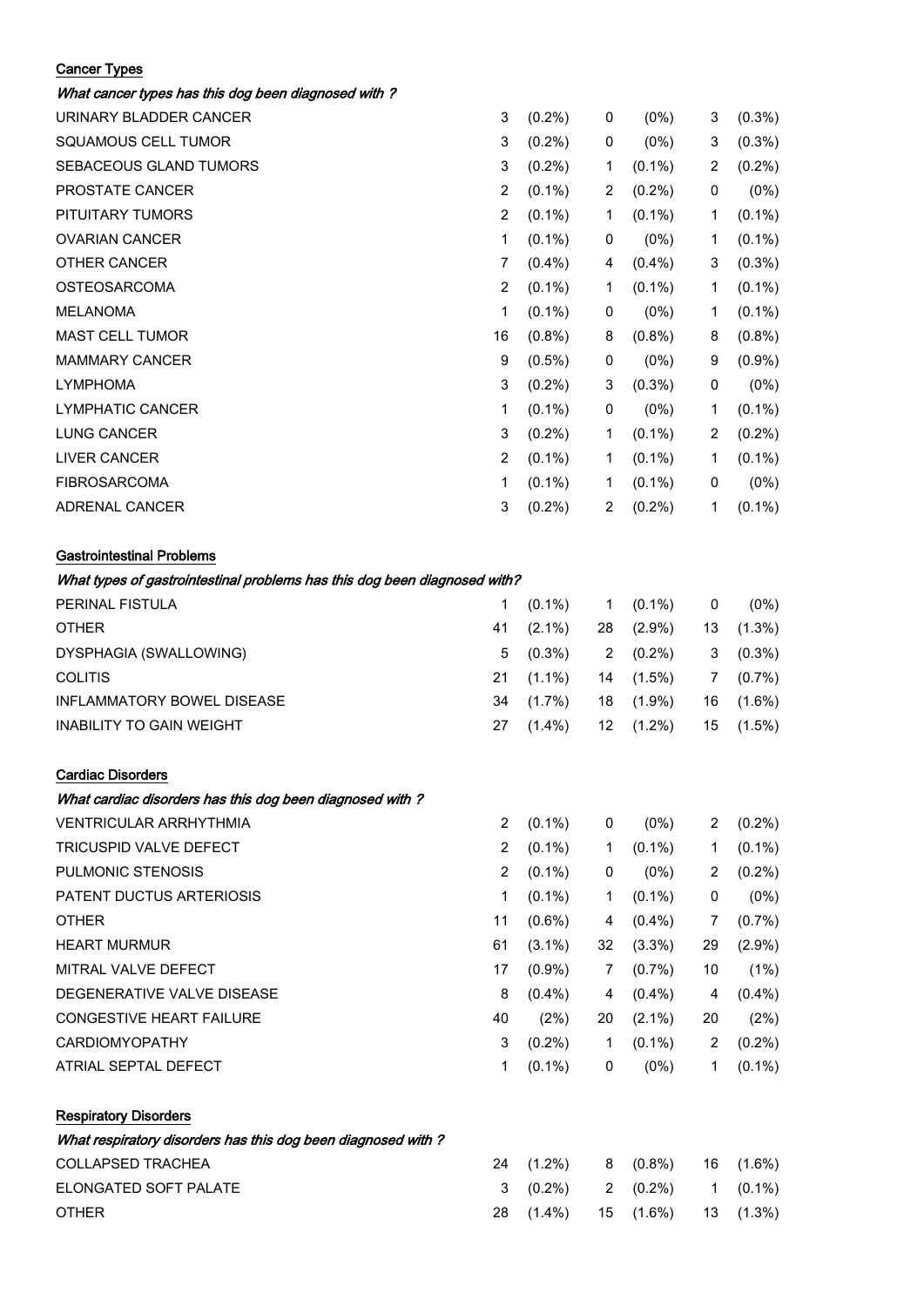**Cancer Types**

*What cancer types has this dog been diagnosed with ?*

| | | | | | | |
|---|---|---|---|---|---|---|
| URINARY BLADDER CANCER | 3 | (0.2%) | 0 | (0%) | 3 | (0.3%) |
| SQUAMOUS CELL TUMOR | 3 | (0.2%) | 0 | (0%) | 3 | (0.3%) |
| SEBACEOUS GLAND TUMORS | 3 | (0.2%) | 1 | (0.1%) | 2 | (0.2%) |
| PROSTATE CANCER | 2 | (0.1%) | 2 | (0.2%) | 0 | (0%) |
| PITUITARY TUMORS | 2 | (0.1%) | 1 | (0.1%) | 1 | (0.1%) |
| OVARIAN CANCER | 1 | (0.1%) | 0 | (0%) | 1 | (0.1%) |
| OTHER CANCER | 7 | (0.4%) | 4 | (0.4%) | 3 | (0.3%) |
| OSTEOSARCOMA | 2 | (0.1%) | 1 | (0.1%) | 1 | (0.1%) |
| MELANOMA | 1 | (0.1%) | 0 | (0%) | 1 | (0.1%) |
| MAST CELL TUMOR | 16 | (0.8%) | 8 | (0.8%) | 8 | (0.8%) |
| MAMMARY CANCER | 9 | (0.5%) | 0 | (0%) | 9 | (0.9%) |
| LYMPHOMA | 3 | (0.2%) | 3 | (0.3%) | 0 | (0%) |
| LYMPHATIC CANCER | 1 | (0.1%) | 0 | (0%) | 1 | (0.1%) |
| LUNG CANCER | 3 | (0.2%) | 1 | (0.1%) | 2 | (0.2%) |
| LIVER CANCER | 2 | (0.1%) | 1 | (0.1%) | 1 | (0.1%) |
| FIBROSARCOMA | 1 | (0.1%) | 1 | (0.1%) | 0 | (0%) |
| ADRENAL CANCER | 3 | (0.2%) | 2 | (0.2%) | 1 | (0.1%) |

**Gastrointestinal Problems**

*What types of gastrointestinal problems has this dog been diagnosed with?*

| | | | | | | |
|---|---|---|---|---|---|---|
| PERINAL FISTULA | 1 | (0.1%) | 1 | (0.1%) | 0 | (0%) |
| OTHER | 41 | (2.1%) | 28 | (2.9%) | 13 | (1.3%) |
| DYSPHAGIA (SWALLOWING) | 5 | (0.3%) | 2 | (0.2%) | 3 | (0.3%) |
| COLITIS | 21 | (1.1%) | 14 | (1.5%) | 7 | (0.7%) |
| INFLAMMATORY BOWEL DISEASE | 34 | (1.7%) | 18 | (1.9%) | 16 | (1.6%) |
| INABILITY TO GAIN WEIGHT | 27 | (1.4%) | 12 | (1.2%) | 15 | (1.5%) |

**Cardiac Disorders**

*What cardiac disorders has this dog been diagnosed with ?*

| | | | | | | |
|---|---|---|---|---|---|---|
| VENTRICULAR ARRHYTHMIA | 2 | (0.1%) | 0 | (0%) | 2 | (0.2%) |
| TRICUSPID VALVE DEFECT | 2 | (0.1%) | 1 | (0.1%) | 1 | (0.1%) |
| PULMONIC STENOSIS | 2 | (0.1%) | 0 | (0%) | 2 | (0.2%) |
| PATENT DUCTUS ARTERIOSIS | 1 | (0.1%) | 1 | (0.1%) | 0 | (0%) |
| OTHER | 11 | (0.6%) | 4 | (0.4%) | 7 | (0.7%) |
| HEART MURMUR | 61 | (3.1%) | 32 | (3.3%) | 29 | (2.9%) |
| MITRAL VALVE DEFECT | 17 | (0.9%) | 7 | (0.7%) | 10 | (1%) |
| DEGENERATIVE VALVE DISEASE | 8 | (0.4%) | 4 | (0.4%) | 4 | (0.4%) |
| CONGESTIVE HEART FAILURE | 40 | (2%) | 20 | (2.1%) | 20 | (2%) |
| CARDIOMYOPATHY | 3 | (0.2%) | 1 | (0.1%) | 2 | (0.2%) |
| ATRIAL SEPTAL DEFECT | 1 | (0.1%) | 0 | (0%) | 1 | (0.1%) |

**Respiratory Disorders**

*What respiratory disorders has this dog been diagnosed with ?*

| | | | | | | |
|---|---|---|---|---|---|---|
| COLLAPSED TRACHEA | 24 | (1.2%) | 8 | (0.8%) | 16 | (1.6%) |
| ELONGATED SOFT PALATE | 3 | (0.2%) | 2 | (0.2%) | 1 | (0.1%) |
| OTHER | 28 | (1.4%) | 15 | (1.6%) | 13 | (1.3%) |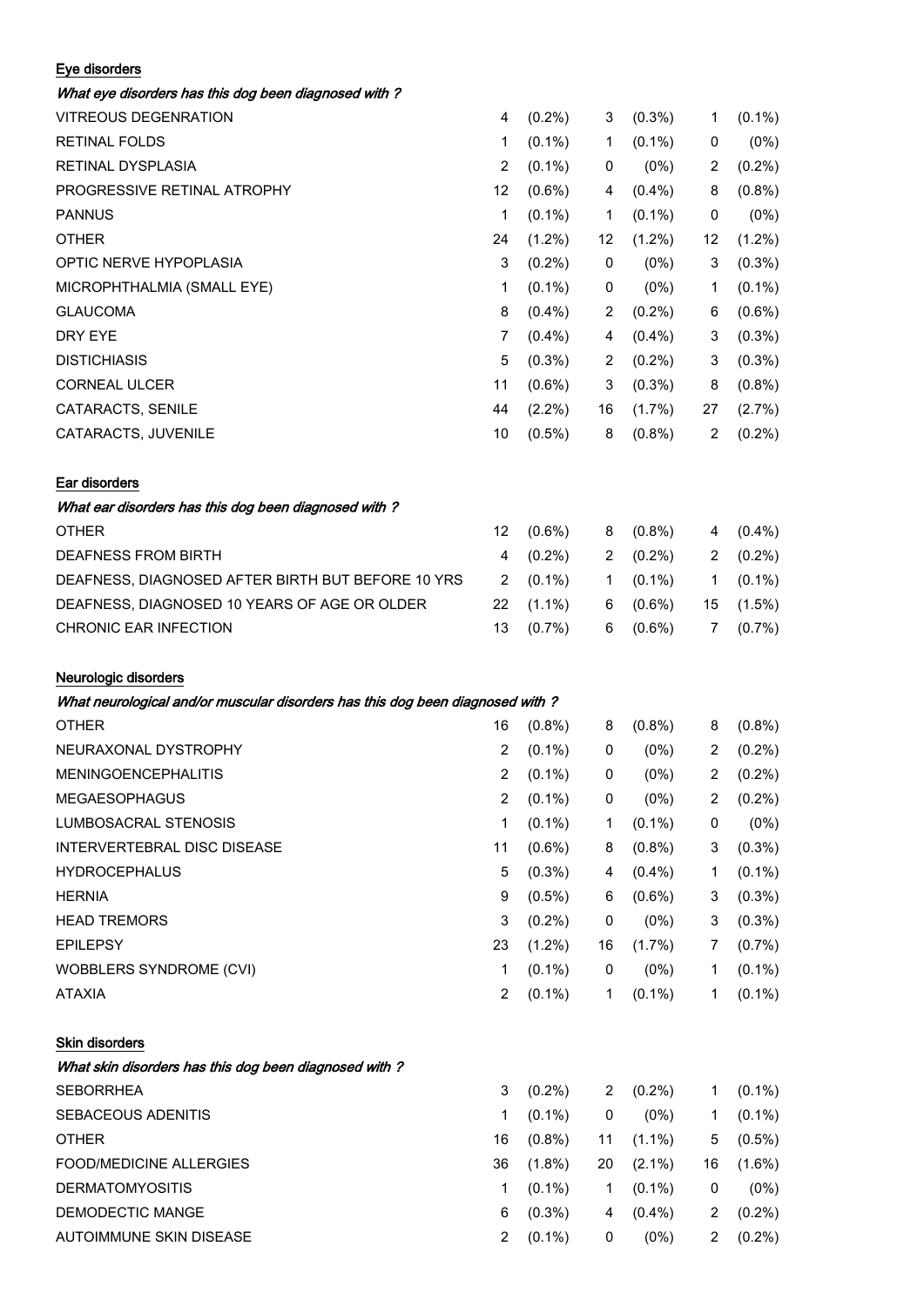**Eye disorders**

*What eye disorders has this dog been diagnosed with ?*

| | | | | | | |
|---|---|---|---|---|---|---|
| VITREOUS DEGENRATION | 4 | (0.2%) | 3 | (0.3%) | 1 | (0.1%) |
| RETINAL FOLDS | 1 | (0.1%) | 1 | (0.1%) | 0 | (0%) |
| RETINAL DYSPLASIA | 2 | (0.1%) | 0 | (0%) | 2 | (0.2%) |
| PROGRESSIVE RETINAL ATROPHY | 12 | (0.6%) | 4 | (0.4%) | 8 | (0.8%) |
| PANNUS | 1 | (0.1%) | 1 | (0.1%) | 0 | (0%) |
| OTHER | 24 | (1.2%) | 12 | (1.2%) | 12 | (1.2%) |
| OPTIC NERVE HYPOPLASIA | 3 | (0.2%) | 0 | (0%) | 3 | (0.3%) |
| MICROPHTHALMIA (SMALL EYE) | 1 | (0.1%) | 0 | (0%) | 1 | (0.1%) |
| GLAUCOMA | 8 | (0.4%) | 2 | (0.2%) | 6 | (0.6%) |
| DRY EYE | 7 | (0.4%) | 4 | (0.4%) | 3 | (0.3%) |
| DISTICHIASIS | 5 | (0.3%) | 2 | (0.2%) | 3 | (0.3%) |
| CORNEAL ULCER | 11 | (0.6%) | 3 | (0.3%) | 8 | (0.8%) |
| CATARACTS, SENILE | 44 | (2.2%) | 16 | (1.7%) | 27 | (2.7%) |
| CATARACTS, JUVENILE | 10 | (0.5%) | 8 | (0.8%) | 2 | (0.2%) |

**Ear disorders**

*What ear disorders has this dog been diagnosed with ?*

| | | | | | | |
|---|---|---|---|---|---|---|
| OTHER | 12 | (0.6%) | 8 | (0.8%) | 4 | (0.4%) |
| DEAFNESS FROM BIRTH | 4 | (0.2%) | 2 | (0.2%) | 2 | (0.2%) |
| DEAFNESS, DIAGNOSED AFTER BIRTH BUT BEFORE 10 YRS | 2 | (0.1%) | 1 | (0.1%) | 1 | (0.1%) |
| DEAFNESS, DIAGNOSED 10 YEARS OF AGE OR OLDER | 22 | (1.1%) | 6 | (0.6%) | 15 | (1.5%) |
| CHRONIC EAR INFECTION | 13 | (0.7%) | 6 | (0.6%) | 7 | (0.7%) |

**Neurologic disorders**

*What neurological and/or muscular disorders has this dog been diagnosed with ?*

| | | | | | | |
|---|---|---|---|---|---|---|
| OTHER | 16 | (0.8%) | 8 | (0.8%) | 8 | (0.8%) |
| NEURAXONAL DYSTROPHY | 2 | (0.1%) | 0 | (0%) | 2 | (0.2%) |
| MENINGOENCEPHALITIS | 2 | (0.1%) | 0 | (0%) | 2 | (0.2%) |
| MEGAESOPHAGUS | 2 | (0.1%) | 0 | (0%) | 2 | (0.2%) |
| LUMBOSACRAL STENOSIS | 1 | (0.1%) | 1 | (0.1%) | 0 | (0%) |
| INTERVERTEBRAL DISC DISEASE | 11 | (0.6%) | 8 | (0.8%) | 3 | (0.3%) |
| HYDROCEPHALUS | 5 | (0.3%) | 4 | (0.4%) | 1 | (0.1%) |
| HERNIA | 9 | (0.5%) | 6 | (0.6%) | 3 | (0.3%) |
| HEAD TREMORS | 3 | (0.2%) | 0 | (0%) | 3 | (0.3%) |
| EPILEPSY | 23 | (1.2%) | 16 | (1.7%) | 7 | (0.7%) |
| WOBBLERS SYNDROME (CVI) | 1 | (0.1%) | 0 | (0%) | 1 | (0.1%) |
| ATAXIA | 2 | (0.1%) | 1 | (0.1%) | 1 | (0.1%) |

**Skin disorders**

*What skin disorders has this dog been diagnosed with ?*

| | | | | | | |
|---|---|---|---|---|---|---|
| SEBORRHEA | 3 | (0.2%) | 2 | (0.2%) | 1 | (0.1%) |
| SEBACEOUS ADENITIS | 1 | (0.1%) | 0 | (0%) | 1 | (0.1%) |
| OTHER | 16 | (0.8%) | 11 | (1.1%) | 5 | (0.5%) |
| FOOD/MEDICINE ALLERGIES | 36 | (1.8%) | 20 | (2.1%) | 16 | (1.6%) |
| DERMATOMYOSITIS | 1 | (0.1%) | 1 | (0.1%) | 0 | (0%) |
| DEMODECTIC MANGE | 6 | (0.3%) | 4 | (0.4%) | 2 | (0.2%) |
| AUTOIMMUNE SKIN DISEASE | 2 | (0.1%) | 0 | (0%) | 2 | (0.2%) |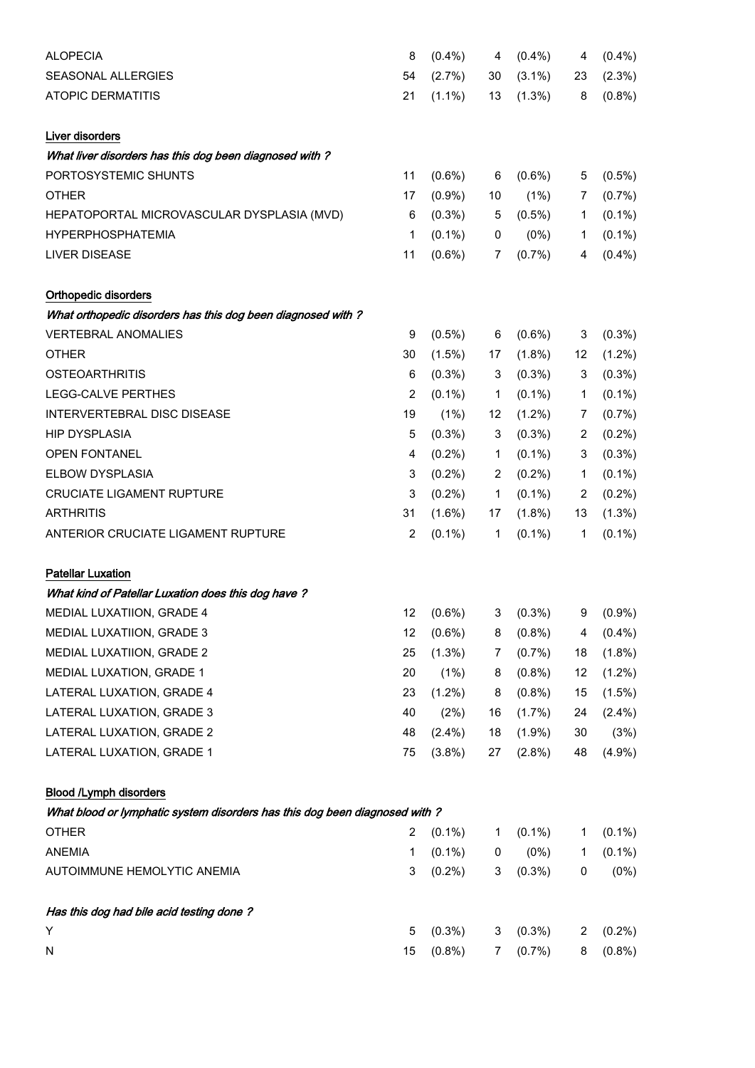| | | | | | | |
|---|---|---|---|---|---|---|
| ALOPECIA | 8 | (0.4%) | 4 | (0.4%) | 4 | (0.4%) |
| SEASONAL ALLERGIES | 54 | (2.7%) | 30 | (3.1%) | 23 | (2.3%) |
| ATOPIC DERMATITIS | 21 | (1.1%) | 13 | (1.3%) | 8 | (0.8%) |

**Liver disorders**

***What liver disorders has this dog been diagnosed with ?***

| | | | | | | |
|---|---|---|---|---|---|---|
| PORTOSYSTEMIC SHUNTS | 11 | (0.6%) | 6 | (0.6%) | 5 | (0.5%) |
| OTHER | 17 | (0.9%) | 10 | (1%) | 7 | (0.7%) |
| HEPATOPORTAL MICROVASCULAR DYSPLASIA (MVD) | 6 | (0.3%) | 5 | (0.5%) | 1 | (0.1%) |
| HYPERPHOSPHATEMIA | 1 | (0.1%) | 0 | (0%) | 1 | (0.1%) |
| LIVER DISEASE | 11 | (0.6%) | 7 | (0.7%) | 4 | (0.4%) |

**Orthopedic disorders**

***What orthopedic disorders has this dog been diagnosed with ?***

| | | | | | | |
|---|---|---|---|---|---|---|
| VERTEBRAL ANOMALIES | 9 | (0.5%) | 6 | (0.6%) | 3 | (0.3%) |
| OTHER | 30 | (1.5%) | 17 | (1.8%) | 12 | (1.2%) |
| OSTEOARTHRITIS | 6 | (0.3%) | 3 | (0.3%) | 3 | (0.3%) |
| LEGG-CALVE PERTHES | 2 | (0.1%) | 1 | (0.1%) | 1 | (0.1%) |
| INTERVERTEBRAL DISC DISEASE | 19 | (1%) | 12 | (1.2%) | 7 | (0.7%) |
| HIP DYSPLASIA | 5 | (0.3%) | 3 | (0.3%) | 2 | (0.2%) |
| OPEN FONTANEL | 4 | (0.2%) | 1 | (0.1%) | 3 | (0.3%) |
| ELBOW DYSPLASIA | 3 | (0.2%) | 2 | (0.2%) | 1 | (0.1%) |
| CRUCIATE LIGAMENT RUPTURE | 3 | (0.2%) | 1 | (0.1%) | 2 | (0.2%) |
| ARTHRITIS | 31 | (1.6%) | 17 | (1.8%) | 13 | (1.3%) |
| ANTERIOR CRUCIATE LIGAMENT RUPTURE | 2 | (0.1%) | 1 | (0.1%) | 1 | (0.1%) |

**Patellar Luxation**

***What kind of Patellar Luxation does this dog have ?***

| | | | | | | |
|---|---|---|---|---|---|---|
| MEDIAL LUXATIION, GRADE 4 | 12 | (0.6%) | 3 | (0.3%) | 9 | (0.9%) |
| MEDIAL LUXATIION, GRADE 3 | 12 | (0.6%) | 8 | (0.8%) | 4 | (0.4%) |
| MEDIAL LUXATIION, GRADE 2 | 25 | (1.3%) | 7 | (0.7%) | 18 | (1.8%) |
| MEDIAL LUXATION, GRADE 1 | 20 | (1%) | 8 | (0.8%) | 12 | (1.2%) |
| LATERAL LUXATION, GRADE 4 | 23 | (1.2%) | 8 | (0.8%) | 15 | (1.5%) |
| LATERAL LUXATION, GRADE 3 | 40 | (2%) | 16 | (1.7%) | 24 | (2.4%) |
| LATERAL LUXATION, GRADE 2 | 48 | (2.4%) | 18 | (1.9%) | 30 | (3%) |
| LATERAL LUXATION, GRADE 1 | 75 | (3.8%) | 27 | (2.8%) | 48 | (4.9%) |

**Blood /Lymph disorders**

***What blood or lymphatic system disorders has this dog been diagnosed with ?***

| | | | | | | |
|---|---|---|---|---|---|---|
| OTHER | 2 | (0.1%) | 1 | (0.1%) | 1 | (0.1%) |
| ANEMIA | 1 | (0.1%) | 0 | (0%) | 1 | (0.1%) |
| AUTOIMMUNE HEMOLYTIC ANEMIA | 3 | (0.2%) | 3 | (0.3%) | 0 | (0%) |

***Has this dog had bile acid testing done ?***

| | | | | | | |
|---|---|---|---|---|---|---|
| Y | 5 | (0.3%) | 3 | (0.3%) | 2 | (0.2%) |
| N | 15 | (0.8%) | 7 | (0.7%) | 8 | (0.8%) |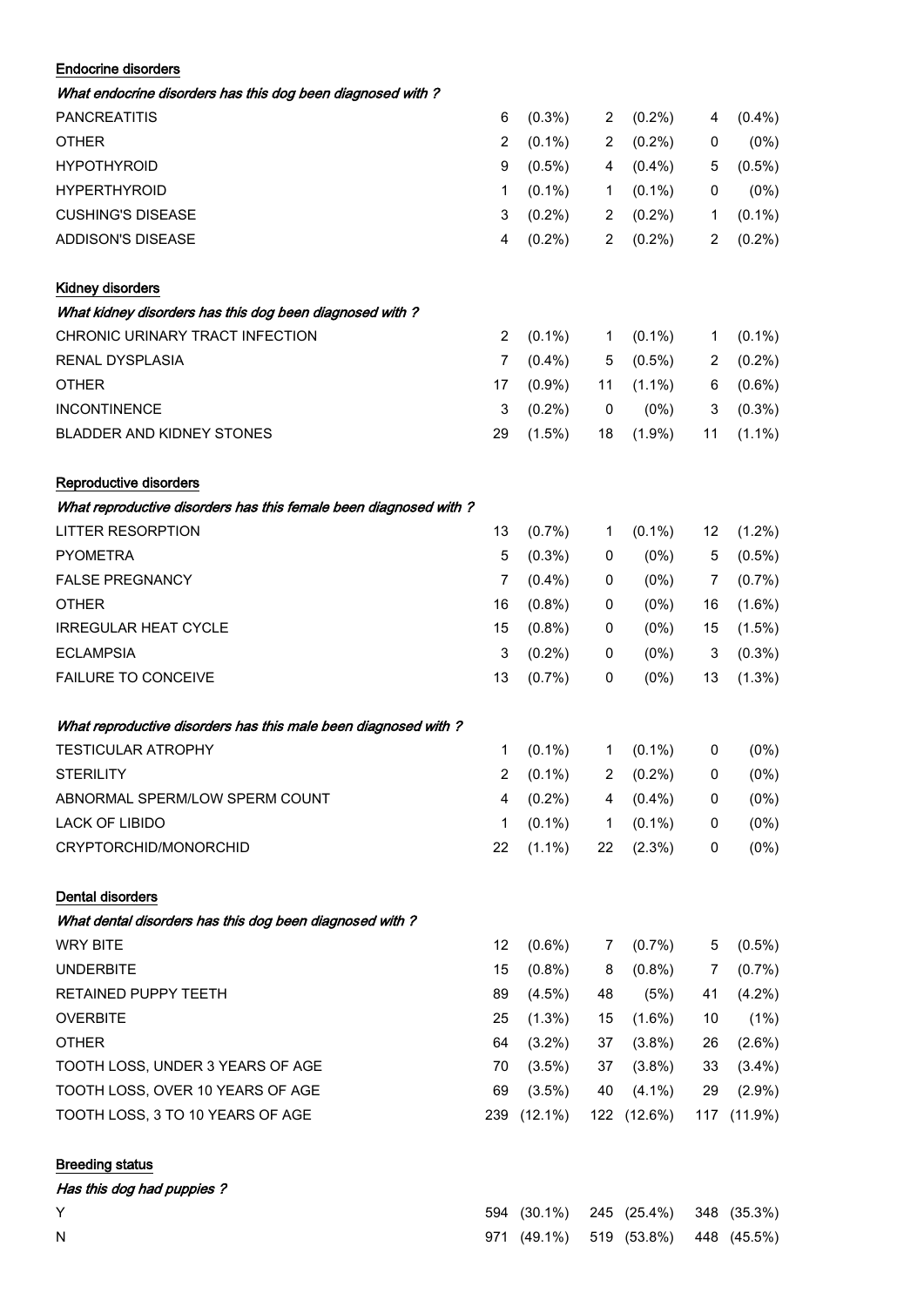**Endocrine disorders**

*What endocrine disorders has this dog been diagnosed with ?*

| | | | | | | |
|---|---|---|---|---|---|---|
| PANCREATITIS | 6 | (0.3%) | 2 | (0.2%) | 4 | (0.4%) |
| OTHER | 2 | (0.1%) | 2 | (0.2%) | 0 | (0%) |
| HYPOTHYROID | 9 | (0.5%) | 4 | (0.4%) | 5 | (0.5%) |
| HYPERTHYROID | 1 | (0.1%) | 1 | (0.1%) | 0 | (0%) |
| CUSHING'S DISEASE | 3 | (0.2%) | 2 | (0.2%) | 1 | (0.1%) |
| ADDISON'S DISEASE | 4 | (0.2%) | 2 | (0.2%) | 2 | (0.2%) |

**Kidney disorders**

*What kidney disorders has this dog been diagnosed with ?*

| | | | | | | |
|---|---|---|---|---|---|---|
| CHRONIC URINARY TRACT INFECTION | 2 | (0.1%) | 1 | (0.1%) | 1 | (0.1%) |
| RENAL DYSPLASIA | 7 | (0.4%) | 5 | (0.5%) | 2 | (0.2%) |
| OTHER | 17 | (0.9%) | 11 | (1.1%) | 6 | (0.6%) |
| INCONTINENCE | 3 | (0.2%) | 0 | (0%) | 3 | (0.3%) |
| BLADDER AND KIDNEY STONES | 29 | (1.5%) | 18 | (1.9%) | 11 | (1.1%) |

**Reproductive disorders**

*What reproductive disorders has this female been diagnosed with ?*

| | | | | | | |
|---|---|---|---|---|---|---|
| LITTER RESORPTION | 13 | (0.7%) | 1 | (0.1%) | 12 | (1.2%) |
| PYOMETRA | 5 | (0.3%) | 0 | (0%) | 5 | (0.5%) |
| FALSE PREGNANCY | 7 | (0.4%) | 0 | (0%) | 7 | (0.7%) |
| OTHER | 16 | (0.8%) | 0 | (0%) | 16 | (1.6%) |
| IRREGULAR HEAT CYCLE | 15 | (0.8%) | 0 | (0%) | 15 | (1.5%) |
| ECLAMPSIA | 3 | (0.2%) | 0 | (0%) | 3 | (0.3%) |
| FAILURE TO CONCEIVE | 13 | (0.7%) | 0 | (0%) | 13 | (1.3%) |

*What reproductive disorders has this male been diagnosed with ?*

| | | | | | | |
|---|---|---|---|---|---|---|
| TESTICULAR ATROPHY | 1 | (0.1%) | 1 | (0.1%) | 0 | (0%) |
| STERILITY | 2 | (0.1%) | 2 | (0.2%) | 0 | (0%) |
| ABNORMAL SPERM/LOW SPERM COUNT | 4 | (0.2%) | 4 | (0.4%) | 0 | (0%) |
| LACK OF LIBIDO | 1 | (0.1%) | 1 | (0.1%) | 0 | (0%) |
| CRYPTORCHID/MONORCHID | 22 | (1.1%) | 22 | (2.3%) | 0 | (0%) |

**Dental disorders**

*What dental disorders has this dog been diagnosed with ?*

| | | | | | | |
|---|---|---|---|---|---|---|
| WRY BITE | 12 | (0.6%) | 7 | (0.7%) | 5 | (0.5%) |
| UNDERBITE | 15 | (0.8%) | 8 | (0.8%) | 7 | (0.7%) |
| RETAINED PUPPY TEETH | 89 | (4.5%) | 48 | (5%) | 41 | (4.2%) |
| OVERBITE | 25 | (1.3%) | 15 | (1.6%) | 10 | (1%) |
| OTHER | 64 | (3.2%) | 37 | (3.8%) | 26 | (2.6%) |
| TOOTH LOSS, UNDER 3 YEARS OF AGE | 70 | (3.5%) | 37 | (3.8%) | 33 | (3.4%) |
| TOOTH LOSS, OVER 10 YEARS OF AGE | 69 | (3.5%) | 40 | (4.1%) | 29 | (2.9%) |
| TOOTH LOSS, 3 TO 10 YEARS OF AGE | 239 | (12.1%) | 122 | (12.6%) | 117 | (11.9%) |

**Breeding status**

*Has this dog had puppies ?*

| | | | | | | |
|---|---|---|---|---|---|---|
| Y | 594 | (30.1%) | 245 | (25.4%) | 348 | (35.3%) |
| N | 971 | (49.1%) | 519 | (53.8%) | 448 | (45.5%) |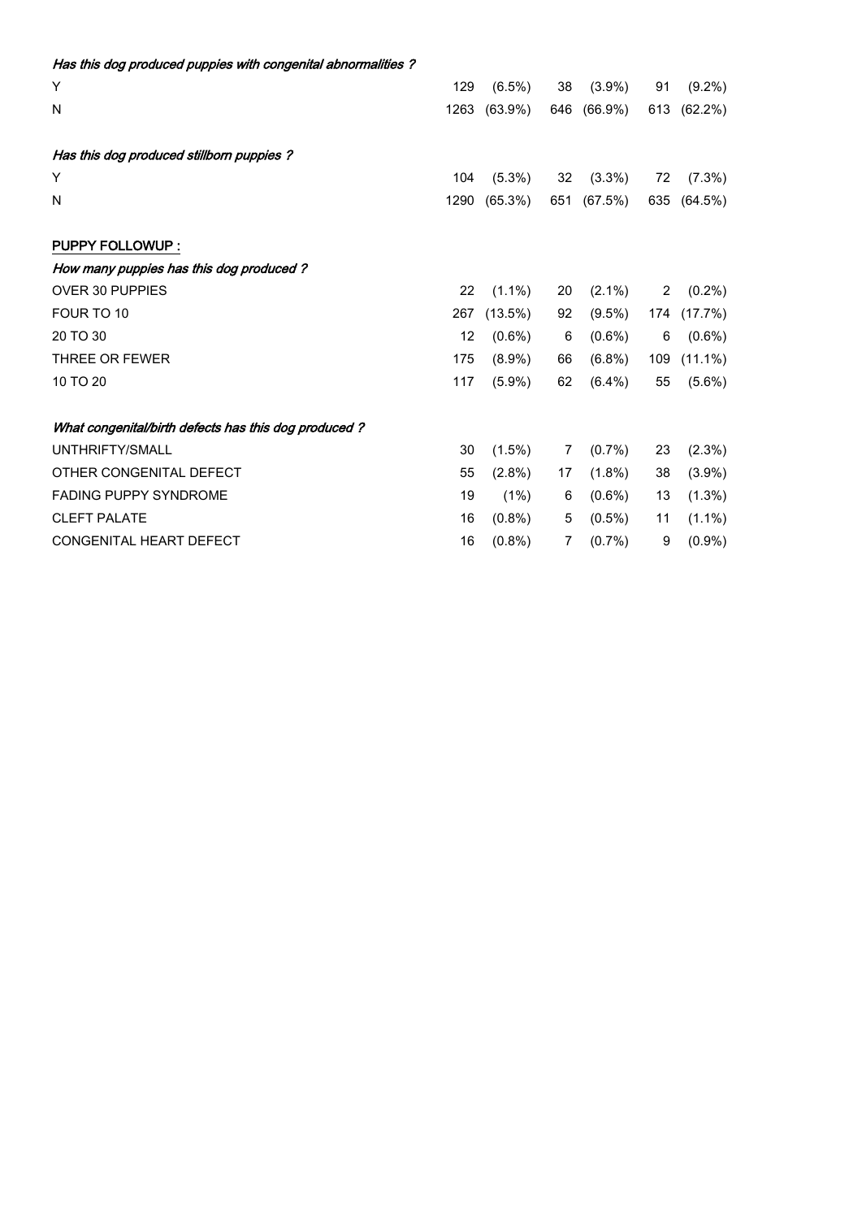*Has this dog produced puppies with congenital abnormalities ?*

| | | | | | | |
|---|---|---|---|---|---|---|
| Y | 129 | (6.5%) | 38 | (3.9%) | 91 | (9.2%) |
| N | 1263 | (63.9%) | 646 | (66.9%) | 613 | (62.2%) |

*Has this dog produced stillborn puppies ?*

| | | | | | | |
|---|---|---|---|---|---|---|
| Y | 104 | (5.3%) | 32 | (3.3%) | 72 | (7.3%) |
| N | 1290 | (65.3%) | 651 | (67.5%) | 635 | (64.5%) |

**PUPPY FOLLOWUP :**

*How many puppies has this dog produced ?*

| | | | | | | |
|---|---|---|---|---|---|---|
| OVER 30 PUPPIES | 22 | (1.1%) | 20 | (2.1%) | 2 | (0.2%) |
| FOUR TO 10 | 267 | (13.5%) | 92 | (9.5%) | 174 | (17.7%) |
| 20 TO 30 | 12 | (0.6%) | 6 | (0.6%) | 6 | (0.6%) |
| THREE OR FEWER | 175 | (8.9%) | 66 | (6.8%) | 109 | (11.1%) |
| 10 TO 20 | 117 | (5.9%) | 62 | (6.4%) | 55 | (5.6%) |

*What congenital/birth defects has this dog produced ?*

| | | | | | | |
|---|---|---|---|---|---|---|
| UNTHRIFTY/SMALL | 30 | (1.5%) | 7 | (0.7%) | 23 | (2.3%) |
| OTHER CONGENITAL DEFECT | 55 | (2.8%) | 17 | (1.8%) | 38 | (3.9%) |
| FADING PUPPY SYNDROME | 19 | (1%) | 6 | (0.6%) | 13 | (1.3%) |
| CLEFT PALATE | 16 | (0.8%) | 5 | (0.5%) | 11 | (1.1%) |
| CONGENITAL HEART DEFECT | 16 | (0.8%) | 7 | (0.7%) | 9 | (0.9%) |